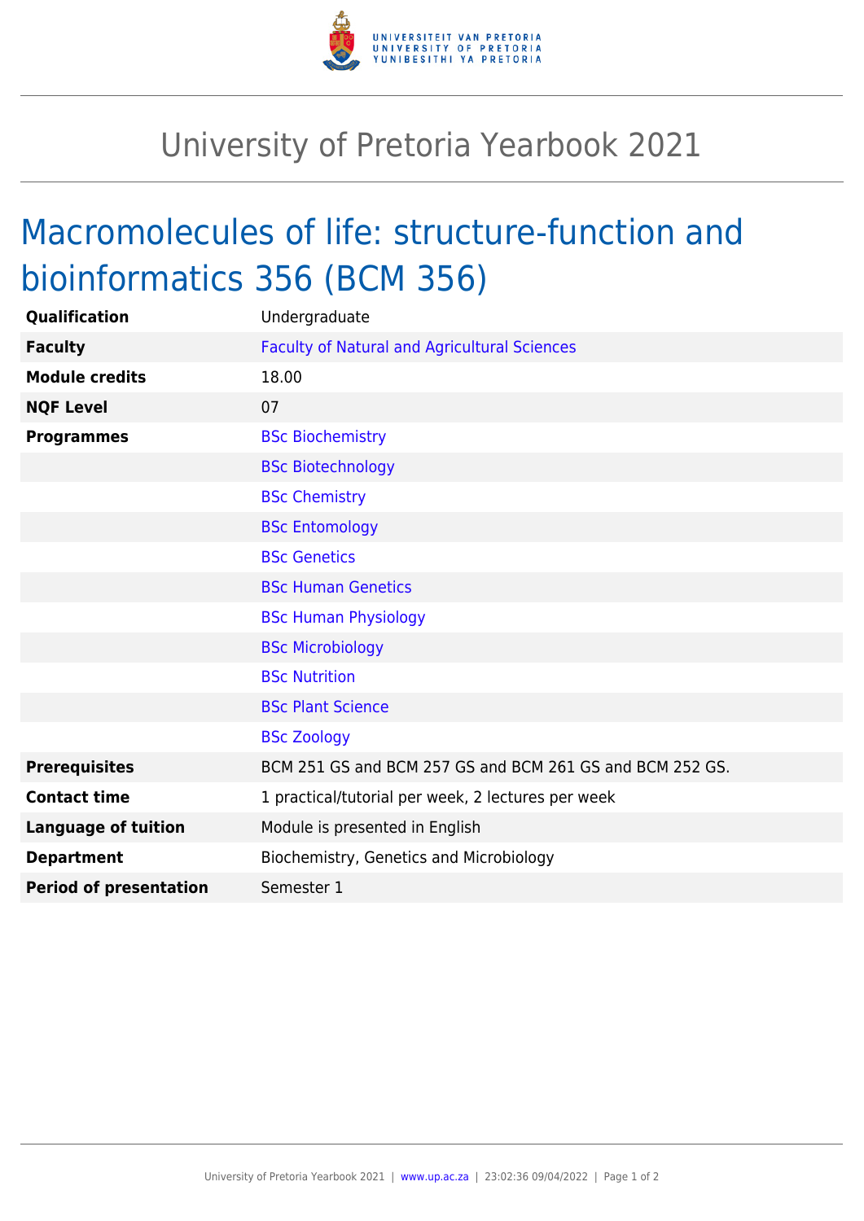# University of Pretoria Yearbook 2021

## Macromolecules of life: structure-function and bioinformatics 356 (BCM 356)

| | |
|---|---|
| **Qualification** | Undergraduate |
| **Faculty** | Faculty of Natural and Agricultural Sciences |
| **Module credits** | 18.00 |
| **NQF Level** | 07 |
| **Programmes** | BSc Biochemistry |
| | BSc Biotechnology |
| | BSc Chemistry |
| | BSc Entomology |
| | BSc Genetics |
| | BSc Human Genetics |
| | BSc Human Physiology |
| | BSc Microbiology |
| | BSc Nutrition |
| | BSc Plant Science |
| | BSc Zoology |
| **Prerequisites** | BCM 251 GS and BCM 257 GS and BCM 261 GS and BCM 252 GS. |
| **Contact time** | 1 practical/tutorial per week, 2 lectures per week |
| **Language of tuition** | Module is presented in English |
| **Department** | Biochemistry, Genetics and Microbiology |
| **Period of presentation** | Semester 1 |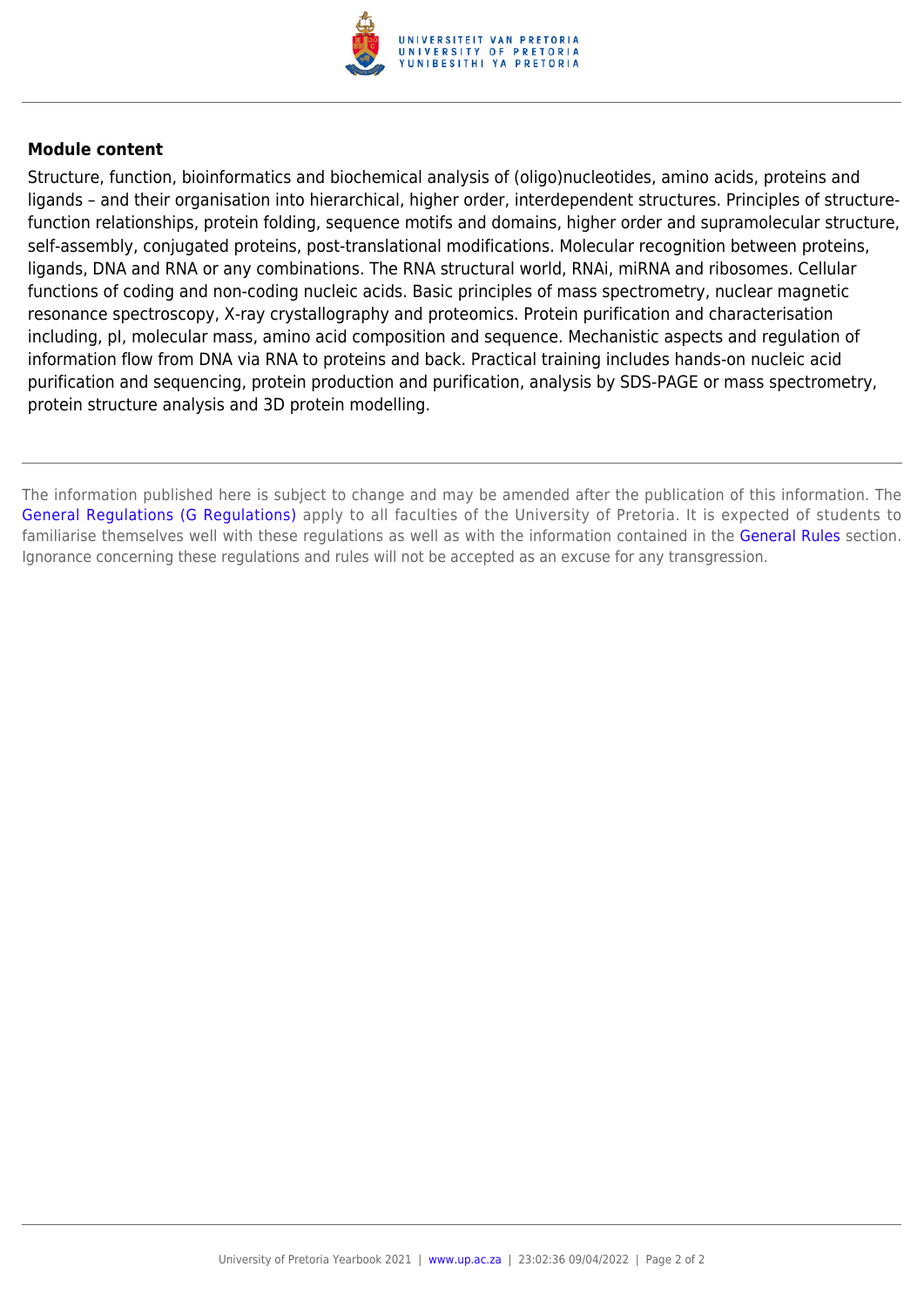### Module content

Structure, function, bioinformatics and biochemical analysis of (oligo)nucleotides, amino acids, proteins and ligands – and their organisation into hierarchical, higher order, interdependent structures. Principles of structure-function relationships, protein folding, sequence motifs and domains, higher order and supramolecular structure, self-assembly, conjugated proteins, post-translational modifications. Molecular recognition between proteins, ligands, DNA and RNA or any combinations. The RNA structural world, RNAi, miRNA and ribosomes. Cellular functions of coding and non-coding nucleic acids. Basic principles of mass spectrometry, nuclear magnetic resonance spectroscopy, X-ray crystallography and proteomics. Protein purification and characterisation including, pI, molecular mass, amino acid composition and sequence. Mechanistic aspects and regulation of information flow from DNA via RNA to proteins and back. Practical training includes hands-on nucleic acid purification and sequencing, protein production and purification, analysis by SDS-PAGE or mass spectrometry, protein structure analysis and 3D protein modelling.

---

The information published here is subject to change and may be amended after the publication of this information. The General Regulations (G Regulations) apply to all faculties of the University of Pretoria. It is expected of students to familiarise themselves well with these regulations as well as with the information contained in the General Rules section. Ignorance concerning these regulations and rules will not be accepted as an excuse for any transgression.